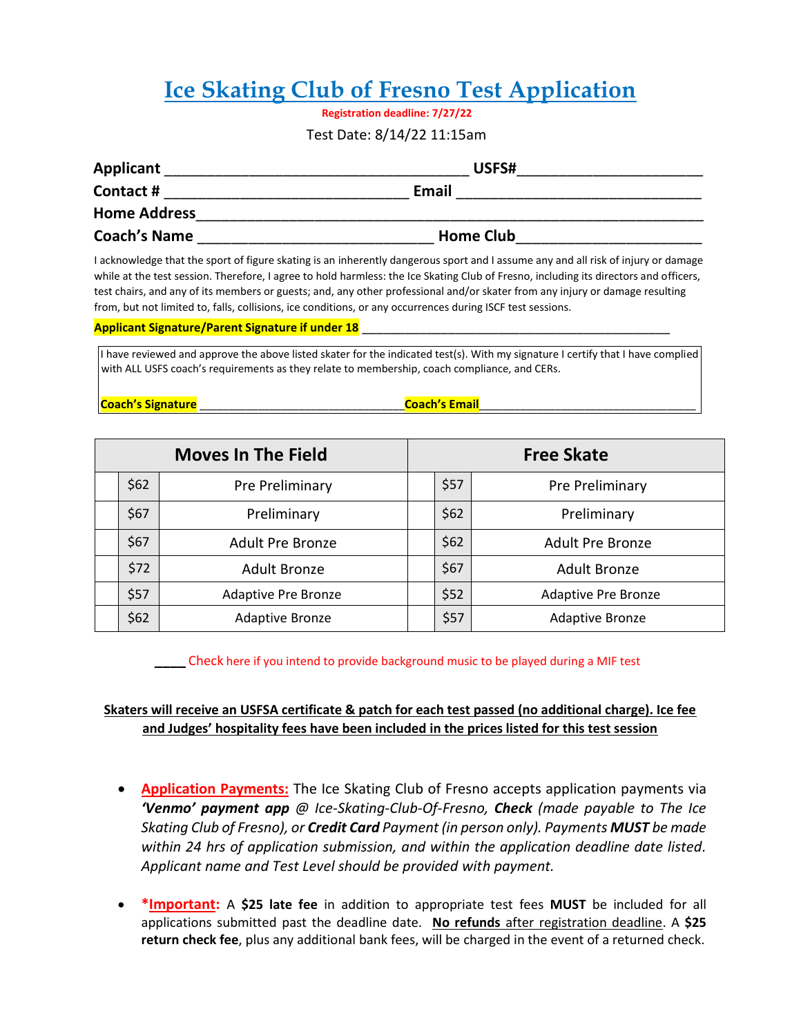# Ice Skating Club of Fresno Test Application

**Registration deadline: 7/27/22**

Test Date: 8/14/22 11:15am

**Applicant** ______________________________________ **USFS#**______________________

**Contact #** ______________________________ **Email** ______________________________

**Home Address**________________________________________________________________

**Coach's Name** _____________________________ **Home Club**______________________

I acknowledge that the sport of figure skating is an inherently dangerous sport and I assume any and all risk of injury or damage while at the test session. Therefore, I agree to hold harmless: the Ice Skating Club of Fresno, including its directors and officers, test chairs, and any of its members or guests; and, any other professional and/or skater from any injury or damage resulting from, but not limited to, falls, collisions, ice conditions, or any occurrences during ISCF test sessions.

**Applicant Signature/Parent Signature if under 18** ______________________________________________

I have reviewed and approve the above listed skater for the indicated test(s). With my signature I certify that I have complied with ALL USFS coach's requirements as they relate to membership, coach compliance, and CERs.

**Coach's Signature** ______________________________ **Coach's Email**________________________________

| Moves In The Field | | | Free Skate | | |
|---|---|---|---|---|---|
| | $62 | Pre Preliminary | | $57 | Pre Preliminary |
| | $67 | Preliminary | | $62 | Preliminary |
| | $67 | Adult Pre Bronze | | $62 | Adult Pre Bronze |
| | $72 | Adult Bronze | | $67 | Adult Bronze |
| | $57 | Adaptive Pre Bronze | | $52 | Adaptive Pre Bronze |
| | $62 | Adaptive Bronze | | $57 | Adaptive Bronze |

____ Check here if you intend to provide background music to be played during a MIF test

**Skaters will receive an USFSA certificate & patch for each test passed (no additional charge). Ice fee and Judges' hospitality fees have been included in the prices listed for this test session**

- **Application Payments:** The Ice Skating Club of Fresno accepts application payments via ***'Venmo' payment app*** *@ Ice-Skating-Club-Of-Fresno,* ***Check*** *(made payable to The Ice Skating Club of Fresno), or* ***Credit Card*** *Payment (in person only). Payments* ***MUST*** *be made within 24 hrs of application submission, and within the application deadline date listed. Applicant name and Test Level should be provided with payment.*

- **\*Important:** A **$25 late fee** in addition to appropriate test fees **MUST** be included for all applications submitted past the deadline date. **No refunds** after registration deadline. A **$25 return check fee**, plus any additional bank fees, will be charged in the event of a returned check.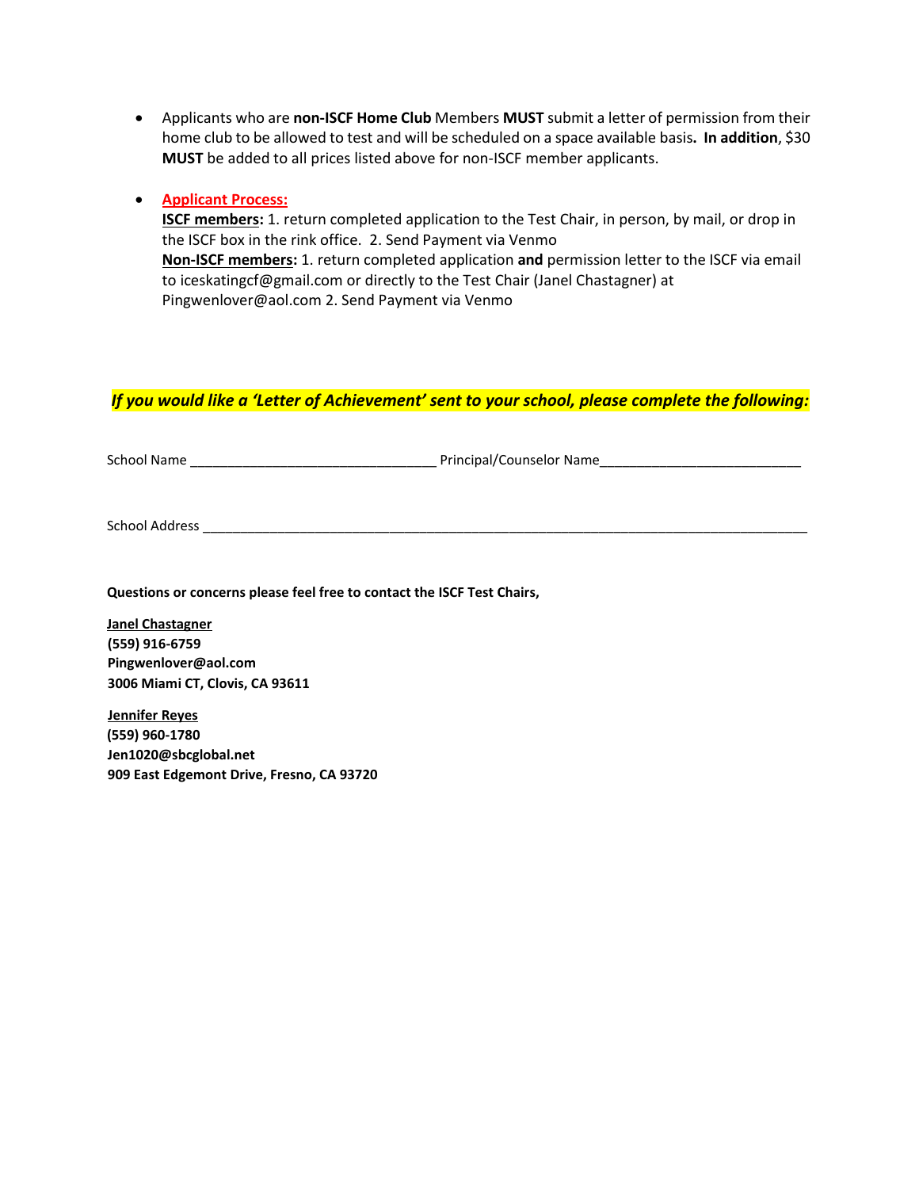- Applicants who are **non-ISCF Home Club** Members **MUST** submit a letter of permission from their home club to be allowed to test and will be scheduled on a space available basis**. In addition**, $30 **MUST** be added to all prices listed above for non-ISCF member applicants.

- **Applicant Process:**
  **ISCF members:** 1. return completed application to the Test Chair, in person, by mail, or drop in the ISCF box in the rink office. 2. Send Payment via Venmo
  **Non-ISCF members:** 1. return completed application **and** permission letter to the ISCF via email to iceskatingcf@gmail.com or directly to the Test Chair (Janel Chastagner) at Pingwenlover@aol.com 2. Send Payment via Venmo

***If you would like a 'Letter of Achievement' sent to your school, please complete the following:***

School Name ________________________________ Principal/Counselor Name___________________________

School Address ________________________________________________________________________________

**Questions or concerns please feel free to contact the ISCF Test Chairs,**

**Janel Chastagner**
**(559) 916-6759**
**Pingwenlover@aol.com**
**3006 Miami CT, Clovis, CA 93611**

**Jennifer Reyes**
**(559) 960-1780**
**Jen1020@sbcglobal.net**
**909 East Edgemont Drive, Fresno, CA 93720**